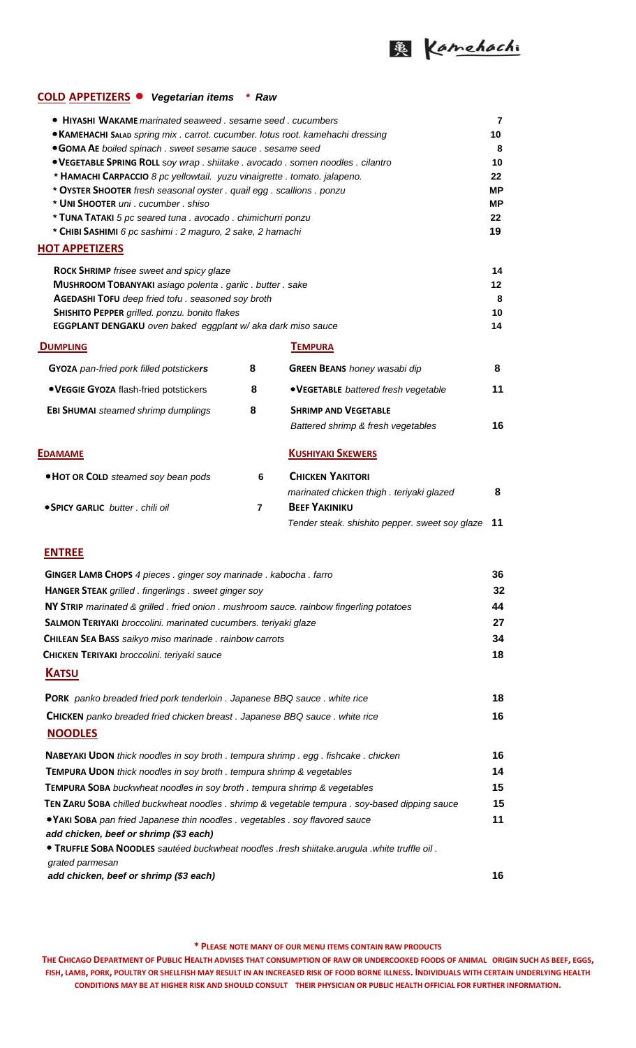# 亀 Kamehachi

## COLD APPETIZERS ● *Vegetarian items* * *Raw*

| Item | Price |
|---|---|
| ● **HIYASHI WAKAME** *marinated seaweed . sesame seed . cucumbers* | 7 |
| ● **KAMEHACHI SALAD** *spring mix . carrot. cucumber. lotus root. kamehachi dressing* | 10 |
| ● **GOMA AE** *boiled spinach . sweet sesame sauce . sesame seed* | 8 |
| ● **VEGETABLE SPRING ROLL** *soy wrap . shiitake . avocado . somen noodles . cilantro* | 10 |
| * **HAMACHI CARPACCIO** *8 pc yellowtail. yuzu vinaigrette . tomato. jalapeno.* | 22 |
| * **OYSTER SHOOTER** *fresh seasonal oyster . quail egg . scallions . ponzu* | MP |
| * **UNI SHOOTER** *uni . cucumber . shiso* | MP |
| * **TUNA TATAKI** *5 pc seared tuna . avocado . chimichurri ponzu* | 22 |
| * **CHIBI SASHIMI** *6 pc sashimi : 2 maguro, 2 sake, 2 hamachi* | 19 |

## HOT APPETIZERS

| Item | Price |
|---|---|
| **ROCK SHRIMP** *frisee sweet and spicy glaze* | 14 |
| **MUSHROOM TOBANYAKI** *asiago polenta . garlic . butter . sake* | 12 |
| **AGEDASHI TOFU** *deep fried tofu . seasoned soy broth* | 8 |
| **SHISHITO PEPPER** *grilled. ponzu. bonito flakes* | 10 |
| **EGGPLANT DENGAKU** *oven baked eggplant w/ aka dark miso sauce* | 14 |

## DUMPLING

| Item | Price |
|---|---|
| **GYOZA** *pan-fried pork filled potstickers* | 8 |
| ● **VEGGIE GYOZA** *flash-fried potstickers* | 8 |
| **EBI SHUMAI** *steamed shrimp dumplings* | 8 |

## TEMPURA

| Item | Price |
|---|---|
| **GREEN BEANS** *honey wasabi dip* | 8 |
| ● **VEGETABLE** *battered fresh vegetable* | 11 |
| **SHRIMP AND VEGETABLE** *Battered shrimp & fresh vegetables* | 16 |

## EDAMAME

| Item | Price |
|---|---|
| ● **HOT OR COLD** *steamed soy bean pods* | 6 |
| ● **SPICY GARLIC** *butter . chili oil* | 7 |

## KUSHIYAKI SKEWERS

| Item | Price |
|---|---|
| **CHICKEN YAKITORI** *marinated chicken thigh . teriyaki glazed* | 8 |
| **BEEF YAKINIKU** *Tender steak. shishito pepper. sweet soy glaze* | 11 |

## ENTREE

| Item | Price |
|---|---|
| **GINGER LAMB CHOPS** *4 pieces . ginger soy marinade . kabocha . farro* | 36 |
| **HANGER STEAK** *grilled . fingerlings . sweet ginger soy* | 32 |
| **NY STRIP** *marinated & grilled . fried onion . mushroom sauce. rainbow fingerling potatoes* | 44 |
| **SALMON TERIYAKI** *broccolini. marinated cucumbers. teriyaki glaze* | 27 |
| **CHILEAN SEA BASS** *saikyo miso marinade . rainbow carrots* | 34 |
| **CHICKEN TERIYAKI** *broccolini. teriyaki sauce* | 18 |

## KATSU

| Item | Price |
|---|---|
| **PORK** *panko breaded fried pork tenderloin . Japanese BBQ sauce . white rice* | 18 |
| **CHICKEN** *panko breaded fried chicken breast . Japanese BBQ sauce . white rice* | 16 |

## NOODLES

| Item | Price |
|---|---|
| **NABEYAKI UDON** *thick noodles in soy broth . tempura shrimp . egg . fishcake . chicken* | 16 |
| **TEMPURA UDON** *thick noodles in soy broth . tempura shrimp & vegetables* | 14 |
| **TEMPURA SOBA** *buckwheat noodles in soy broth . tempura shrimp & vegetables* | 15 |
| **TEN ZARU SOBA** *chilled buckwheat noodles . shrimp & vegetable tempura . soy-based dipping sauce* | 15 |
| ● **YAKI SOBA** *pan fried Japanese thin noodles . vegetables . soy flavored sauce* ***add chicken, beef or shrimp ($3 each)*** | 11 |
| ● **TRUFFLE SOBA NOODLES** *sautéed buckwheat noodles .fresh shiitake.arugula .white truffle oil . grated parmesan* ***add chicken, beef or shrimp ($3 each)*** | 16 |

**\* PLEASE NOTE MANY OF OUR MENU ITEMS CONTAIN RAW PRODUCTS**

**THE CHICAGO DEPARTMENT OF PUBLIC HEALTH ADVISES THAT CONSUMPTION OF RAW OR UNDERCOOKED FOODS OF ANIMAL ORIGIN SUCH AS BEEF, EGGS, FISH, LAMB, PORK, POULTRY OR SHELLFISH MAY RESULT IN AN INCREASED RISK OF FOOD BORNE ILLNESS. INDIVIDUALS WITH CERTAIN UNDERLYING HEALTH CONDITIONS MAY BE AT HIGHER RISK AND SHOULD CONSULT THEIR PHYSICIAN OR PUBLIC HEALTH OFFICIAL FOR FURTHER INFORMATION.**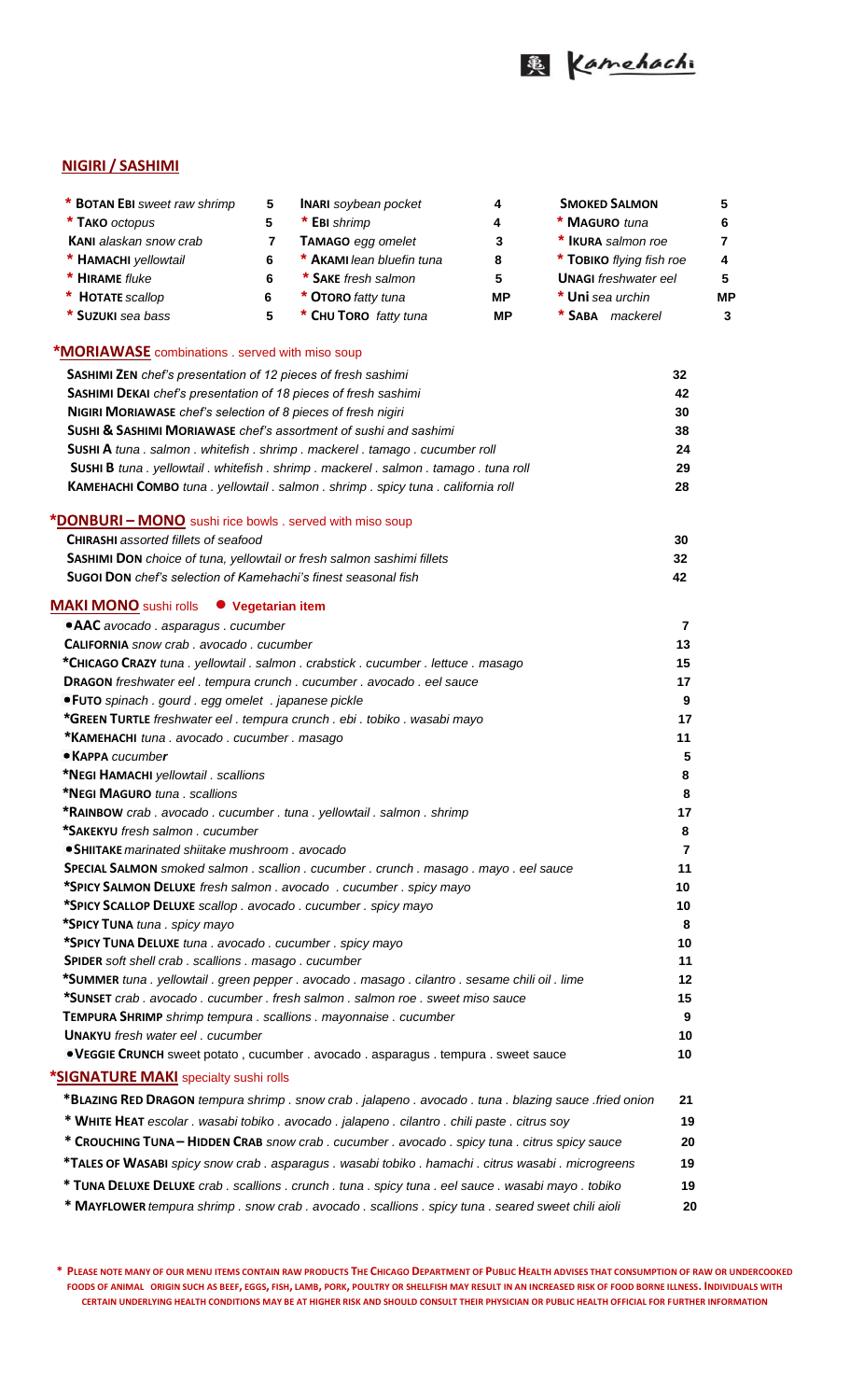Kamehachi

## NIGIRI / SASHIMI

| | | | | | |
|---|---|---|---|---|---|
| * **BOTAN EBI** *sweet raw shrimp* | 5 | **INARI** *soybean pocket* | 4 | **SMOKED SALMON** | 5 |
| * **TAKO** *octopus* | 5 | * **EBI** *shrimp* | 4 | * **MAGURO** *tuna* | 6 |
| **KANI** *alaskan snow crab* | 7 | **TAMAGO** *egg omelet* | 3 | * **IKURA** *salmon roe* | 7 |
| * **HAMACHI** *yellowtail* | 6 | * **AKAMI** *lean bluefin tuna* | 8 | * **TOBIKO** *flying fish roe* | 4 |
| * **HIRAME** *fluke* | 6 | * **SAKE** *fresh salmon* | 5 | **UNAGI** *freshwater eel* | 5 |
| * **HOTATE** *scallop* | 6 | * **OTORO** *fatty tuna* | MP | * **Uni** *sea urchin* | MP |
| * **SUZUKI** *sea bass* | 5 | * **CHU TORO** *fatty tuna* | MP | * **SABA** *mackerel* | 3 |

## *MORIAWASE combinations . served with miso soup

| | |
|---|---|
| **SASHIMI ZEN** *chef's presentation of 12 pieces of fresh sashimi* | 32 |
| **SASHIMI DEKAI** *chef's presentation of 18 pieces of fresh sashimi* | 42 |
| **NIGIRI MORIAWASE** *chef's selection of 8 pieces of fresh nigiri* | 30 |
| **SUSHI & SASHIMI MORIAWASE** *chef's assortment of sushi and sashimi* | 38 |
| **SUSHI A** *tuna . salmon . whitefish . shrimp . mackerel . tamago . cucumber roll* | 24 |
| **SUSHI B** *tuna . yellowtail . whitefish . shrimp . mackerel . salmon . tamago . tuna roll* | 29 |
| **KAMEHACHI COMBO** *tuna . yellowtail . salmon . shrimp . spicy tuna . california roll* | 28 |

## *DONBURI – MONO sushi rice bowls . served with miso soup

| | |
|---|---|
| **CHIRASHI** *assorted fillets of seafood* | 30 |
| **SASHIMI DON** *choice of tuna, yellowtail or fresh salmon sashimi fillets* | 32 |
| **SUGOI DON** *chef's selection of Kamehachi's finest seasonal fish* | 42 |

## MAKI MONO sushi rolls ● Vegetarian item

| | |
|---|---|
| ● **AAC** *avocado . asparagus . cucumber* | 7 |
| **CALIFORNIA** *snow crab . avocado . cucumber* | 13 |
| ***CHICAGO CRAZY** *tuna . yellowtail . salmon . crabstick . cucumber . lettuce . masago* | 15 |
| **DRAGON** *freshwater eel . tempura crunch . cucumber . avocado . eel sauce* | 17 |
| ● **FUTO** *spinach . gourd . egg omelet . japanese pickle* | 9 |
| ***GREEN TURTLE** *freshwater eel . tempura crunch . ebi . tobiko . wasabi mayo* | 17 |
| ***KAMEHACHI** *tuna . avocado . cucumber . masago* | 11 |
| ● **KAPPA** *cucumber* | 5 |
| ***NEGI HAMACHI** *yellowtail . scallions* | 8 |
| ***NEGI MAGURO** *tuna . scallions* | 8 |
| ***RAINBOW** *crab . avocado . cucumber . tuna . yellowtail . salmon . shrimp* | 17 |
| ***SAKEKYU** *fresh salmon . cucumber* | 8 |
| ● **SHIITAKE** *marinated shiitake mushroom . avocado* | 7 |
| **SPECIAL SALMON** *smoked salmon . scallion . cucumber . crunch . masago . mayo . eel sauce* | 11 |
| ***SPICY SALMON DELUXE** *fresh salmon . avocado . cucumber . spicy mayo* | 10 |
| ***SPICY SCALLOP DELUXE** *scallop . avocado . cucumber . spicy mayo* | 10 |
| ***SPICY TUNA** *tuna . spicy mayo* | 8 |
| ***SPICY TUNA DELUXE** *tuna . avocado . cucumber . spicy mayo* | 10 |
| **SPIDER** *soft shell crab . scallions . masago . cucumber* | 11 |
| ***SUMMER** *tuna . yellowtail . green pepper . avocado . masago . cilantro . sesame chili oil . lime* | 12 |
| ***SUNSET** *crab . avocado . cucumber . fresh salmon . salmon roe . sweet miso sauce* | 15 |
| **TEMPURA SHRIMP** *shrimp tempura . scallions . mayonnaise . cucumber* | 9 |
| **UNAKYU** *fresh water eel . cucumber* | 10 |
| ● **VEGGIE CRUNCH** sweet potato , cucumber . avocado . asparagus . tempura . sweet sauce | 10 |

## *SIGNATURE MAKI specialty sushi rolls

| | |
|---|---|
| ***BLAZING RED DRAGON** *tempura shrimp . snow crab . jalapeno . avocado . tuna . blazing sauce .fried onion* | 21 |
| * **WHITE HEAT** *escolar . wasabi tobiko . avocado . jalapeno . cilantro . chili paste . citrus soy* | 19 |
| * **CROUCHING TUNA – HIDDEN CRAB** *snow crab . cucumber . avocado . spicy tuna . citrus spicy sauce* | 20 |
| ***TALES OF WASABI** *spicy snow crab . asparagus . wasabi tobiko . hamachi . citrus wasabi . microgreens* | 19 |
| * **TUNA DELUXE DELUXE** *crab . scallions . crunch . tuna . spicy tuna . eel sauce . wasabi mayo . tobiko* | 19 |
| * **MAYFLOWER** *tempura shrimp . snow crab . avocado . scallions . spicy tuna . seared sweet chili aioli* | 20 |

**\* PLEASE NOTE MANY OF OUR MENU ITEMS CONTAIN RAW PRODUCTS THE CHICAGO DEPARTMENT OF PUBLIC HEALTH ADVISES THAT CONSUMPTION OF RAW OR UNDERCOOKED FOODS OF ANIMAL ORIGIN SUCH AS BEEF, EGGS, FISH, LAMB, PORK, POULTRY OR SHELLFISH MAY RESULT IN AN INCREASED RISK OF FOOD BORNE ILLNESS. INDIVIDUALS WITH CERTAIN UNDERLYING HEALTH CONDITIONS MAY BE AT HIGHER RISK AND SHOULD CONSULT THEIR PHYSICIAN OR PUBLIC HEALTH OFFICIAL FOR FURTHER INFORMATION**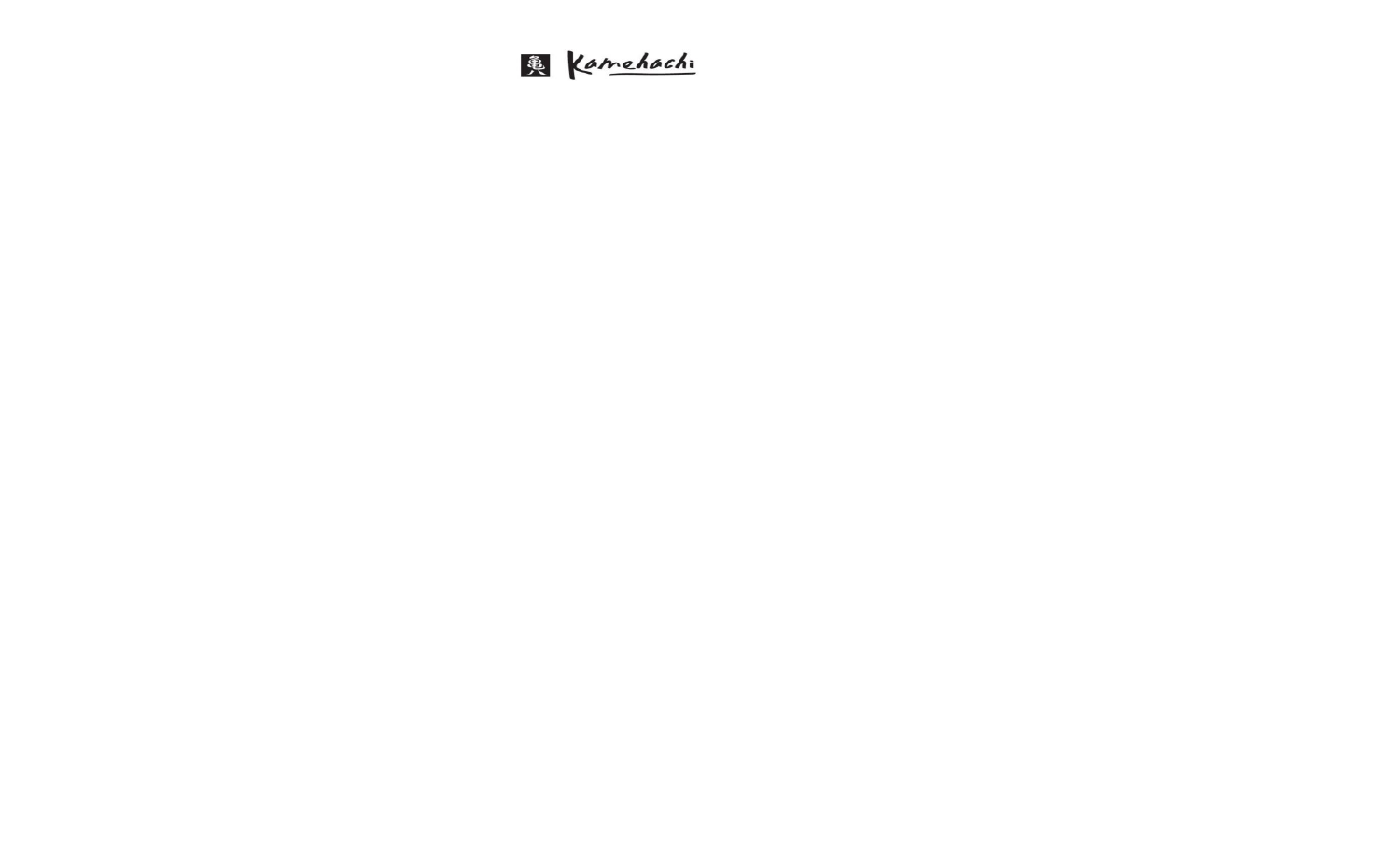Kamehachi